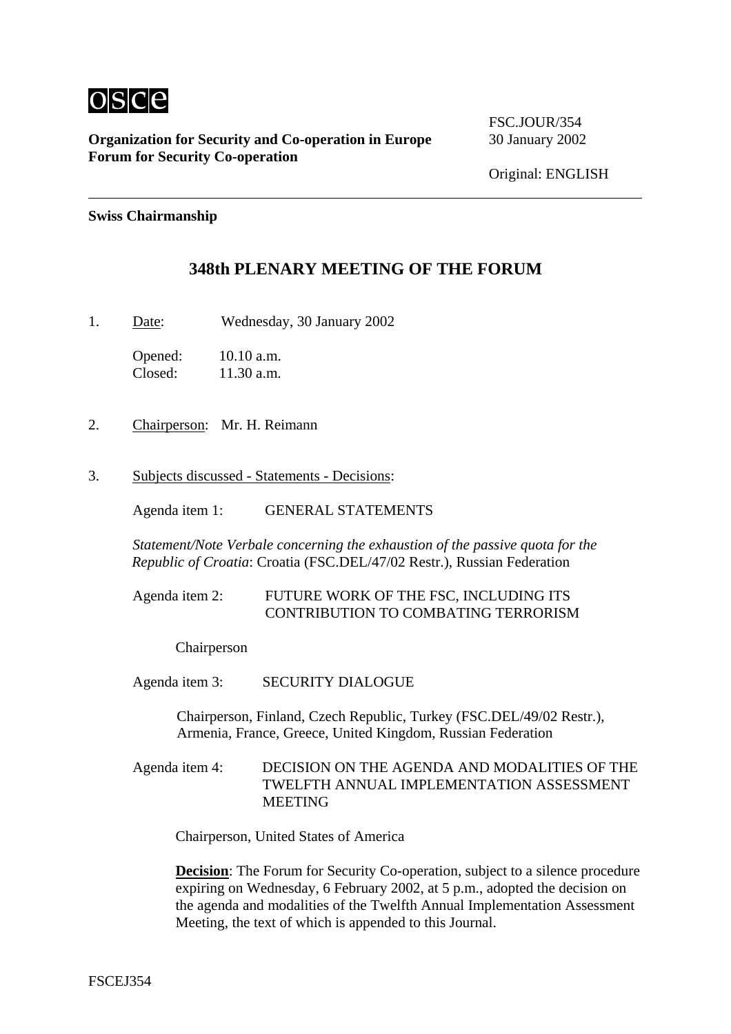osce

**Organization for Security and Co-operation in Europe**
**Forum for Security Co-operation**

FSC.JOUR/354
30 January 2002

Original: ENGLISH

**Swiss Chairmanship**

# 348th PLENARY MEETING OF THE FORUM

1. Date: Wednesday, 30 January 2002

   Opened: 10.10 a.m.
   Closed: 11.30 a.m.

2. Chairperson: Mr. H. Reimann

3. Subjects discussed - Statements - Decisions:

   Agenda item 1: GENERAL STATEMENTS

   *Statement/Note Verbale concerning the exhaustion of the passive quota for the Republic of Croatia*: Croatia (FSC.DEL/47/02 Restr.), Russian Federation

   Agenda item 2: FUTURE WORK OF THE FSC, INCLUDING ITS CONTRIBUTION TO COMBATING TERRORISM

   Chairperson

   Agenda item 3: SECURITY DIALOGUE

   Chairperson, Finland, Czech Republic, Turkey (FSC.DEL/49/02 Restr.), Armenia, France, Greece, United Kingdom, Russian Federation

   Agenda item 4: DECISION ON THE AGENDA AND MODALITIES OF THE TWELFTH ANNUAL IMPLEMENTATION ASSESSMENT MEETING

   Chairperson, United States of America

   **Decision**: The Forum for Security Co-operation, subject to a silence procedure expiring on Wednesday, 6 February 2002, at 5 p.m., adopted the decision on the agenda and modalities of the Twelfth Annual Implementation Assessment Meeting, the text of which is appended to this Journal.

FSCEJ354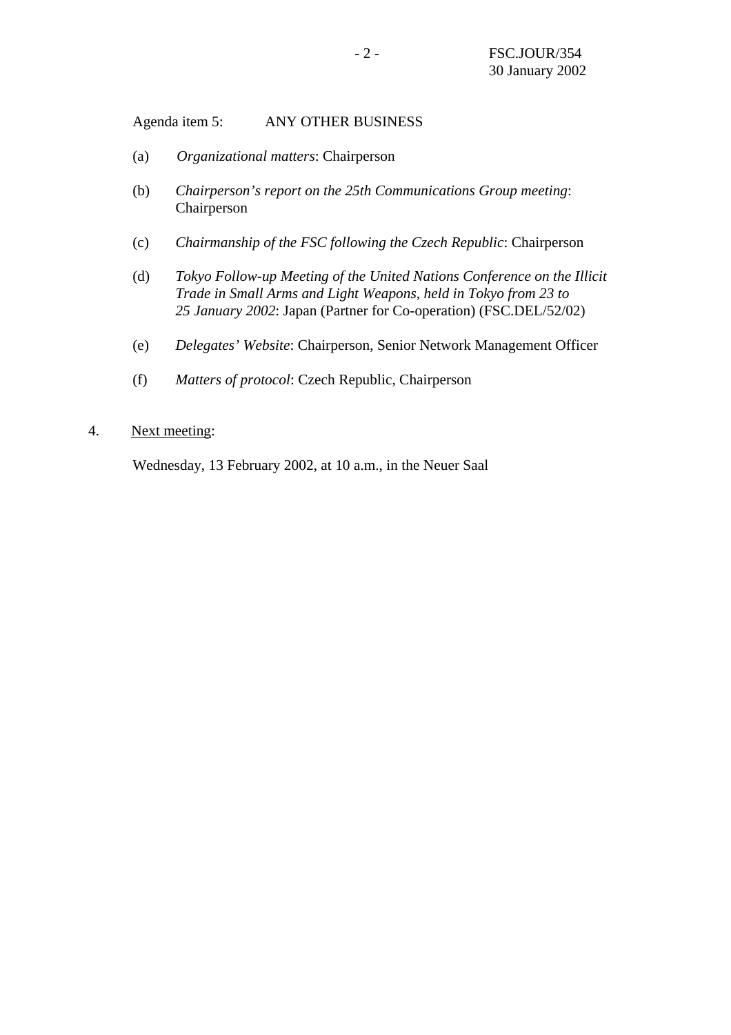Agenda item 5: ANY OTHER BUSINESS

(a) *Organizational matters*: Chairperson

(b) *Chairperson's report on the 25th Communications Group meeting*: Chairperson

(c) *Chairmanship of the FSC following the Czech Republic*: Chairperson

(d) *Tokyo Follow-up Meeting of the United Nations Conference on the Illicit Trade in Small Arms and Light Weapons, held in Tokyo from 23 to 25 January 2002*: Japan (Partner for Co-operation) (FSC.DEL/52/02)

(e) *Delegates' Website*: Chairperson, Senior Network Management Officer

(f) *Matters of protocol*: Czech Republic, Chairperson

4. Next meeting:

Wednesday, 13 February 2002, at 10 a.m., in the Neuer Saal